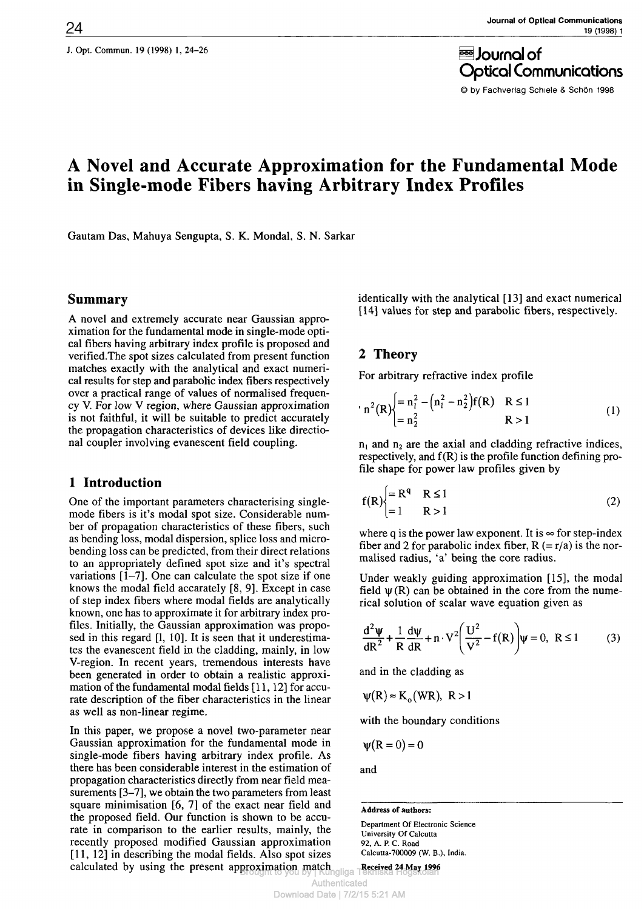J. Opt. Commun. 19 (1998) 1, 24–26

Journal of Optical Communications

© by Fachverlag Schiele & Schön 1998

# A Novel and Accurate Approximation for the Fundamental Mode in Single-mode Fibers having Arbitrary Index Profiles

Gautam Das, Mahuya Sengupta, S. K. Mondal, S. N. Sarkar

## Summary

A novel and extremely accurate near Gaussian approximation for the fundamental mode in single-mode optical fibers having arbitrary index profile is proposed and verified.The spot sizes calculated from present function matches exactly with the analytical and exact numerical results for step and parabolic index fibers respectively over a practical range of values of normalised frequency V. For low V region, where Gaussian approximation is not faithful, it will be suitable to predict accurately the propagation characteristics of devices like directional coupler involving evanescent field coupling.

## 1 Introduction

One of the important parameters characterising single-mode fibers is it's modal spot size. Considerable number of propagation characteristics of these fibers, such as bending loss, modal dispersion, splice loss and microbending loss can be predicted, from their direct relations to an appropriately defined spot size and it's spectral variations [1–7]. One can calculate the spot size if one knows the modal field accarately [8, 9]. Except in case of step index fibers where modal fields are analytically known, one has to approximate it for arbitrary index profiles. Initially, the Gaussian approximation was proposed in this regard [1, 10]. It is seen that it underestimates the evanescent field in the cladding, mainly, in low V-region. In recent years, tremendous interests have been generated in order to obtain a realistic approximation of the fundamental modal fields [11, 12] for accurate description of the fiber characteristics in the linear as well as non-linear regime.

In this paper, we propose a novel two-parameter near Gaussian approximation for the fundamental mode in single-mode fibers having arbitrary index profile. As there has been considerable interest in the estimation of propagation characteristics directly from near field measurements [3–7], we obtain the two parameters from least square minimisation [6, 7] of the exact near field and the proposed field. Our function is shown to be accurate in comparison to the earlier results, mainly, the recently proposed modified Gaussian approximation [11, 12] in describing the modal fields. Also spot sizes calculated by using the present approximation match identically with the analytical [13] and exact numerical [14] values for step and parabolic fibers, respectively.

## 2 Theory

For arbitrary refractive index profile

$$n^2(R)\begin{cases} = n_1^2 - \left(n_1^2 - n_2^2\right)f(R) & R \le 1 \\ = n_2^2 & R > 1 \end{cases} \tag{1}$$

$n_1$ and $n_2$ are the axial and cladding refractive indices, respectively, and $f(R)$ is the profile function defining profile shape for power law profiles given by

$$f(R)\begin{cases} = R^q & R \le 1 \\ = 1 & R > 1 \end{cases} \tag{2}$$

where q is the power law exponent. It is $\infty$ for step-index fiber and 2 for parabolic index fiber, R (= r/a) is the normalised radius, 'a' being the core radius.

Under weakly guiding approximation [15], the modal field $\psi(R)$ can be obtained in the core from the numerical solution of scalar wave equation given as

$$\frac{d^2\psi}{dR^2} + \frac{1}{R}\frac{d\psi}{dR} + n \cdot V^2\left(\frac{U^2}{V^2} - f(R)\right)\psi = 0, \quad R \le 1 \tag{3}$$

and in the cladding as

$$\psi(R) \approx K_o(WR), \quad R > 1$$

with the boundary conditions

$$\psi(R = 0) = 0$$

and

**Address of authors:**

Department Of Electronic Science
University Of Calcutta
92, A. P. C. Road
Calcutta-700009 (W. B.), India.

Received 24 May 1996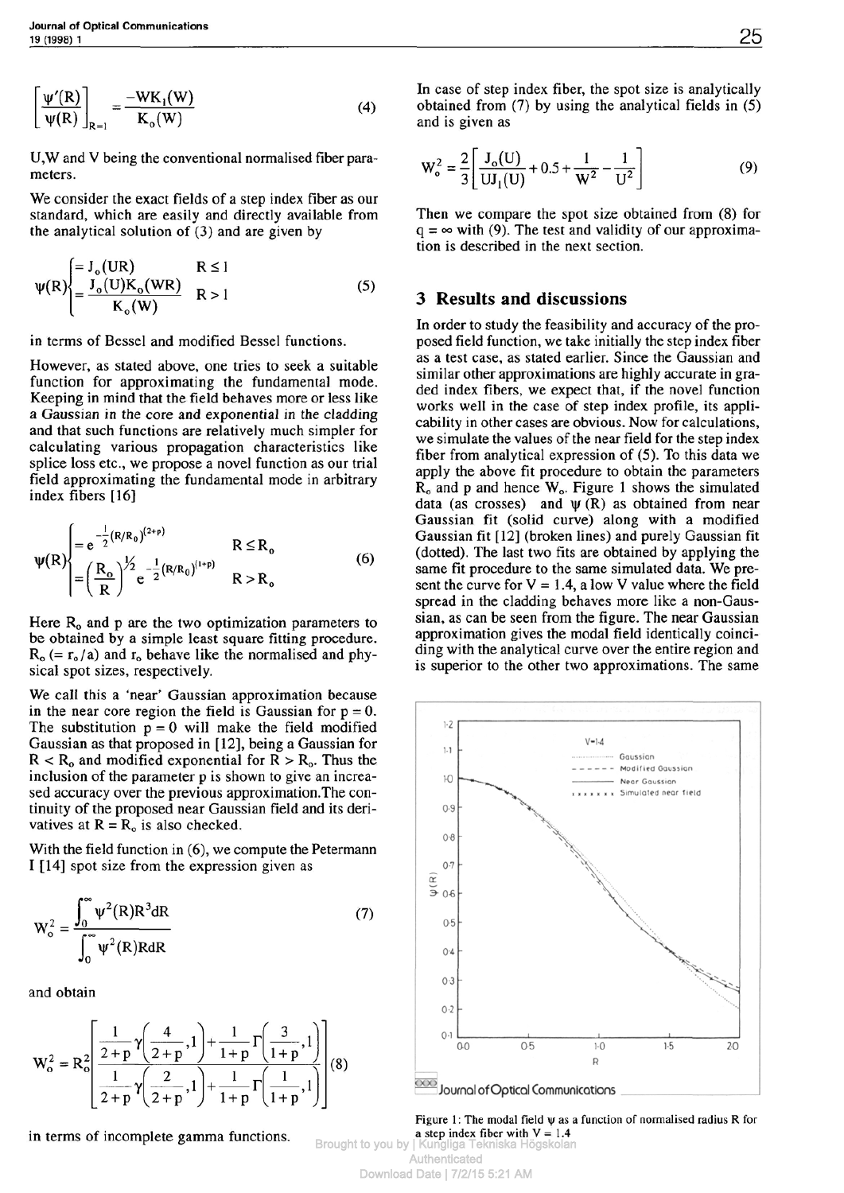$$\left[\frac{\psi'(R)}{\psi(R)}\right]_{R=1} = \frac{-WK_1(W)}{K_o(W)} \tag{4}$$

U,W and V being the conventional normalised fiber parameters.

We consider the exact fields of a step index fiber as our standard, which are easily and directly available from the analytical solution of (3) and are given by

$$\psi(R)\begin{cases} = J_o(UR) & R \le 1 \\ = \dfrac{J_o(U)K_o(WR)}{K_o(W)} & R > 1 \end{cases} \tag{5}$$

in terms of Bessel and modified Bessel functions.

However, as stated above, one tries to seek a suitable function for approximating the fundamental mode. Keeping in mind that the field behaves more or less like a Gaussian in the core and exponential in the cladding and that such functions are relatively much simpler for calculating various propagation characteristics like splice loss etc., we propose a novel function as our trial field approximating the fundamental mode in arbitrary index fibers [16]

$$\psi(R)\begin{cases} = e^{-\frac{1}{2}(R/R_o)^{(2+p)}} & R \le R_o \\ = \left(\dfrac{R_o}{R}\right)^{1/2} e^{-\frac{1}{2}(R/R_o)^{(1+p)}} & R > R_o \end{cases} \tag{6}$$

Here $R_o$ and p are the two optimization parameters to be obtained by a simple least square fitting procedure. $R_o$ ($= r_o/a$) and $r_o$ behave like the normalised and physical spot sizes, respectively.

We call this a 'near' Gaussian approximation because in the near core region the field is Gaussian for $p = 0$. The substitution $p = 0$ will make the field modified Gaussian as that proposed in [12], being a Gaussian for $R < R_o$ and modified exponential for $R > R_o$. Thus the inclusion of the parameter p is shown to give an increased accuracy over the previous approximation. The continuity of the proposed near Gaussian field and its derivatives at $R = R_o$ is also checked.

With the field function in (6), we compute the Petermann I [14] spot size from the expression given as

$$W_o^2 = \frac{\int_0^\infty \psi^2(R)R^3dR}{\int_0^\infty \psi^2(R)RdR} \tag{7}$$

and obtain

$$W_o^2 = R_o^2 \left[\frac{\frac{1}{2+p}\gamma\left(\frac{4}{2+p},1\right) + \frac{1}{1+p}\Gamma\left(\frac{3}{1+p},1\right)}{\frac{1}{2+p}\gamma\left(\frac{2}{2+p},1\right) + \frac{1}{1+p}\Gamma\left(\frac{1}{1+p},1\right)}\right] \tag{8}$$

in terms of incomplete gamma functions.

In case of step index fiber, the spot size is analytically obtained from (7) by using the analytical fields in (5) and is given as

$$W_o^2 = \frac{2}{3}\left[\frac{J_o(U)}{UJ_1(U)} + 0.5 + \frac{1}{W^2} - \frac{1}{U^2}\right] \tag{9}$$

Then we compare the spot size obtained from (8) for $q = \infty$ with (9). The test and validity of our approximation is described in the next section.

## 3 Results and discussions

In order to study the feasibility and accuracy of the proposed field function, we take initially the step index fiber as a test case, as stated earlier. Since the Gaussian and similar other approximations are highly accurate in graded index fibers, we expect that, if the novel function works well in the case of step index profile, its applicability in other cases are obvious. Now for calculations, we simulate the values of the near field for the step index fiber from analytical expression of (5). To this data we apply the above fit procedure to obtain the parameters $R_o$ and p and hence $W_o$. Figure 1 shows the simulated data (as crosses) and $\psi$ (R) as obtained from near Gaussian fit (solid curve) along with a modified Gaussian fit [12] (broken lines) and purely Gaussian fit (dotted). The last two fits are obtained by applying the same fit procedure to the same simulated data. We present the curve for $V = 1.4$, a low V value where the field spread in the cladding behaves more like a non-Gaussian, as can be seen from the figure. The near Gaussian approximation gives the modal field identically coinciding with the analytical curve over the entire region and is superior to the other two approximations. The same

Figure 1: The modal field $\psi$ as a function of normalised radius R for a step index fiber with $V = 1.4$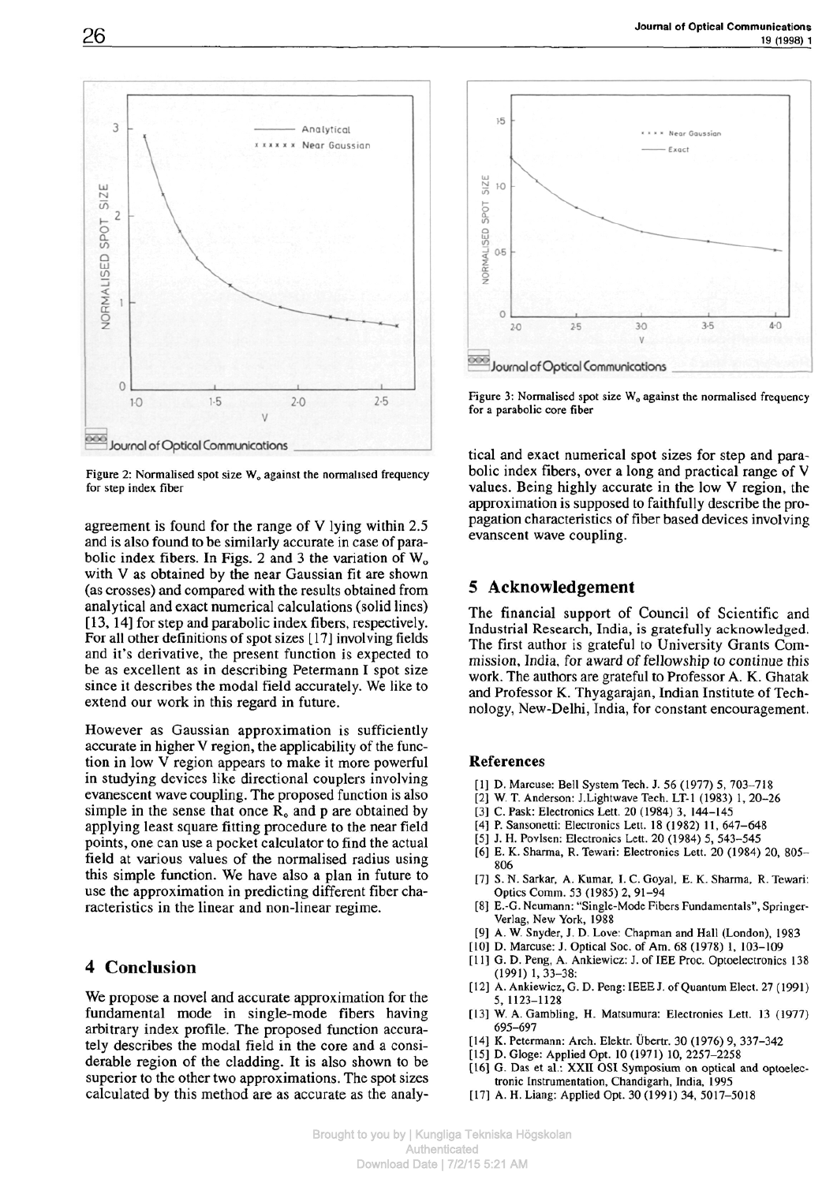NORMALISED SPOT SIZE

3

2

1

0

1·0

1·5

2·0

2·5

V

Analytical

x x x x x Near Gaussian

Journal of Optical Communications

Figure 2: Normalised spot size $W_o$ against the normalised frequency for step index fiber

agreement is found for the range of V lying within 2.5 and is also found to be similarly accurate in case of parabolic index fibers. In Figs. 2 and 3 the variation of $W_o$ with V as obtained by the near Gaussian fit are shown (as crosses) and compared with the results obtained from analytical and exact numerical calculations (solid lines) [13, 14] for step and parabolic index fibers, respectively. For all other definitions of spot sizes [17] involving fields and it's derivative, the present function is expected to be as excellent as in describing Petermann I spot size since it describes the modal field accurately. We like to extend our work in this regard in future.

However as Gaussian approximation is sufficiently accurate in higher V region, the applicability of the function in low V region appears to make it more powerful in studying devices like directional couplers involving evanescent wave coupling. The proposed function is also simple in the sense that once $R_o$ and p are obtained by applying least square fitting procedure to the near field points, one can use a pocket calculator to find the actual field at various values of the normalised radius using this simple function. We have also a plan in future to use the approximation in predicting different fiber characteristics in the linear and non-linear regime.

## 4 Conclusion

We propose a novel and accurate approximation for the fundamental mode in single-mode fibers having arbitrary index profile. The proposed function accurately describes the modal field in the core and a considerable region of the cladding. It is also shown to be superior to the other two approximations. The spot sizes calculated by this method are as accurate as the analytical and exact numerical spot sizes for step and parabolic index fibers, over a long and practical range of V values. Being highly accurate in the low V region, the approximation is supposed to faithfully describe the propagation characteristics of fiber based devices involving evanscent wave coupling.

NORMALISED SPOT SIZE

15

10

05

0

20

25

30

35

40

V

x x x x Near Gaussian

Exact

Journal of Optical Communications

Figure 3: Normalised spot size $W_o$ against the normalised frequency for a parabolic core fiber

## 5 Acknowledgement

The financial support of Council of Scientific and Industrial Research, India, is gratefully acknowledged. The first author is grateful to University Grants Commission, India, for award of fellowship to continue this work. The authors are grateful to Professor A. K. Ghatak and Professor K. Thyagarajan, Indian Institute of Technology, New-Delhi, India, for constant encouragement.

### References

[1] D. Marcuse: Bell System Tech. J. 56 (1977) 5, 703–718
[2] W. T. Anderson: J.Lightwave Tech. LT-1 (1983) 1, 20–26
[3] C. Pask: Electronics Lett. 20 (1984) 3, 144–145
[4] P. Sansonetti: Electronics Lett. 18 (1982) 11, 647–648
[5] J. H. Povlsen: Electronics Lett. 20 (1984) 5, 543–545
[6] E. K. Sharma, R. Tewari: Electronics Lett. 20 (1984) 20, 805–806
[7] S. N. Sarkar, A. Kumar, I. C. Goyal, E. K. Sharma, R. Tewari: Optics Comm. 53 (1985) 2, 91–94
[8] E.-G. Neumann: "Single-Mode Fibers Fundamentals", Springer-Verlag, New York, 1988
[9] A. W. Snyder, J. D. Love: Chapman and Hall (London), 1983
[10] D. Marcuse: J. Optical Soc. of Am. 68 (1978) 1, 103–109
[11] G. D. Peng, A. Ankiewicz: J. of IEE Proc. Optoelectronics 138 (1991) 1, 33–38:
[12] A. Ankiewicz, G. D. Peng: IEEE J. of Quantum Elect. 27 (1991) 5, 1123–1128
[13] W. A. Gambling, H. Matsumura: Electronies Lett. 13 (1977) 695–697
[14] K. Petermann: Arch. Elektr. Übertr. 30 (1976) 9, 337–342
[15] D. Gloge: Applied Opt. 10 (1971) 10, 2257–2258
[16] G. Das et al.: XXII OSI Symposium on optical and optoelectronic Instrumentation, Chandigarh, India, 1995
[17] A. H. Liang: Applied Opt. 30 (1991) 34, 5017–5018